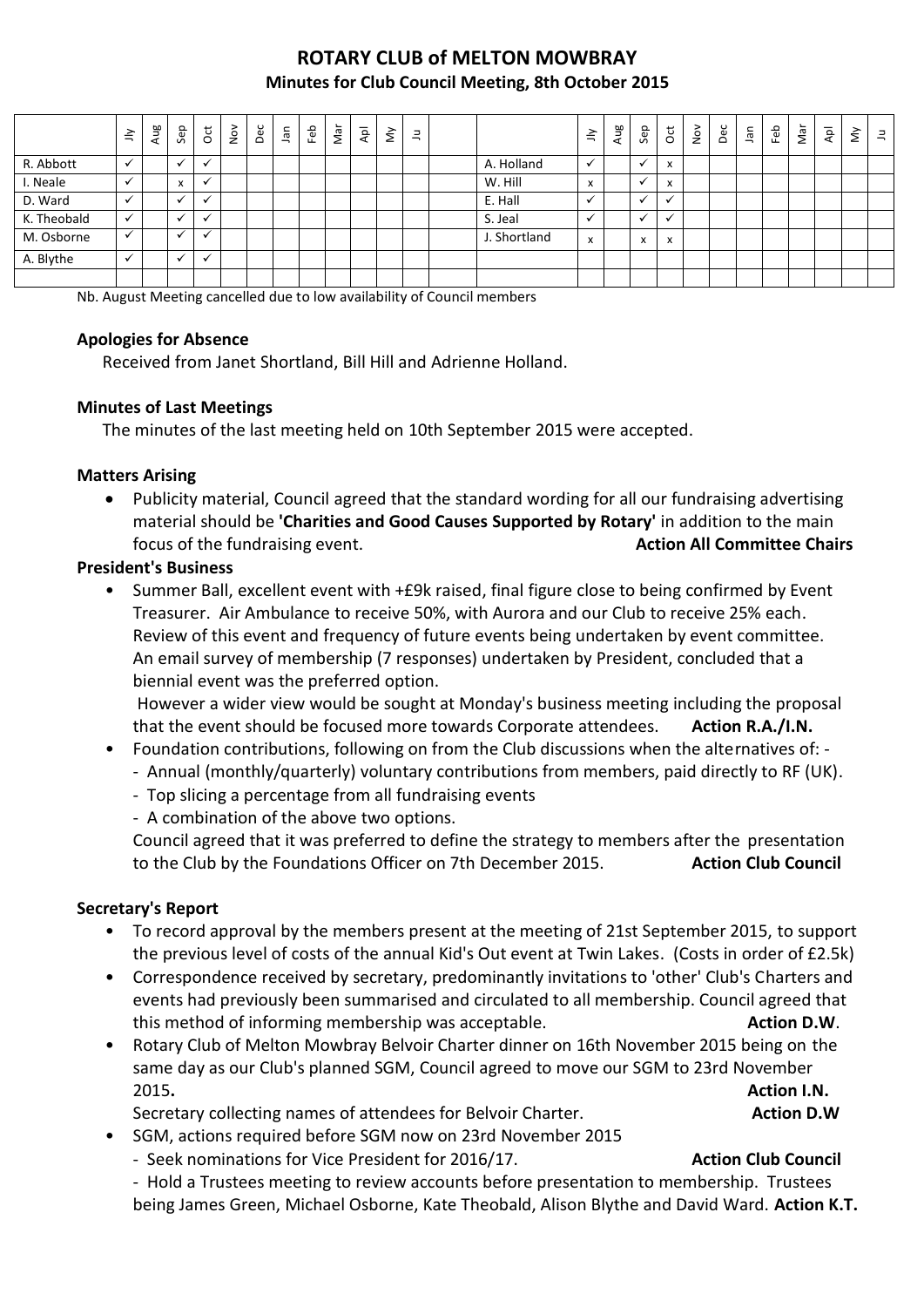# ROTARY CLUB of MELTON MOWBRAY

## Minutes for Club Council Meeting, 8th October 2015

| | Jly | Aug | Sep | Oct | Nov | Dec | Jan | Feb | Mar | Apl | My | Ju | | | Jly | Aug | Sep | Oct | Nov | Dec | Jan | Feb | Mar | Apl | My | Ju |
|---|---|---|---|---|---|---|---|---|---|---|---|---|---|---|---|---|---|---|---|---|---|---|---|---|---|---|
| R. Abbott | ✓ | | ✓ | ✓ | | | | | | | | | | A. Holland | ✓ | | ✓ | x | | | | | | | | |
| I. Neale | ✓ | | x | ✓ | | | | | | | | | | W. Hill | x | | ✓ | x | | | | | | | | |
| D. Ward | ✓ | | ✓ | ✓ | | | | | | | | | | E. Hall | ✓ | | ✓ | ✓ | | | | | | | | |
| K. Theobald | ✓ | | ✓ | ✓ | | | | | | | | | | S. Jeal | ✓ | | ✓ | ✓ | | | | | | | | |
| M. Osborne | ✓ | | ✓ | ✓ | | | | | | | | | | J. Shortland | x | | x | x | | | | | | | | |
| A. Blythe | ✓ | | ✓ | ✓ | | | | | | | | | | | | | | | | | | | | | | |
| | | | | | | | | | | | | | | | | | | | | | | | | | | |

Nb. August Meeting cancelled due to low availability of Council members

### Apologies for Absence

Received from Janet Shortland, Bill Hill and Adrienne Holland.

### Minutes of Last Meetings

The minutes of the last meeting held on 10th September 2015 were accepted.

### Matters Arising

- Publicity material, Council agreed that the standard wording for all our fundraising advertising material should be **'Charities and Good Causes Supported by Rotary'** in addition to the main focus of the fundraising event. **Action All Committee Chairs**

### President's Business

- Summer Ball, excellent event with +£9k raised, final figure close to being confirmed by Event Treasurer. Air Ambulance to receive 50%, with Aurora and our Club to receive 25% each. Review of this event and frequency of future events being undertaken by event committee. An email survey of membership (7 responses) undertaken by President, concluded that a biennial event was the preferred option.

  However a wider view would be sought at Monday's business meeting including the proposal that the event should be focused more towards Corporate attendees. **Action R.A./I.N.**
- Foundation contributions, following on from the Club discussions when the alternatives of: -
  - Annual (monthly/quarterly) voluntary contributions from members, paid directly to RF (UK).
  - Top slicing a percentage from all fundraising events
  - A combination of the above two options.

  Council agreed that it was preferred to define the strategy to members after the presentation to the Club by the Foundations Officer on 7th December 2015. **Action Club Council**

### Secretary's Report

- To record approval by the members present at the meeting of 21st September 2015, to support the previous level of costs of the annual Kid's Out event at Twin Lakes. (Costs in order of £2.5k)
- Correspondence received by secretary, predominantly invitations to 'other' Club's Charters and events had previously been summarised and circulated to all membership. Council agreed that this method of informing membership was acceptable. **Action D.W**.
- Rotary Club of Melton Mowbray Belvoir Charter dinner on 16th November 2015 being on the same day as our Club's planned SGM, Council agreed to move our SGM to 23rd November 2015**.** **Action I.N.**

  Secretary collecting names of attendees for Belvoir Charter. **Action D.W**
- SGM, actions required before SGM now on 23rd November 2015
  - Seek nominations for Vice President for 2016/17. **Action Club Council**
  - Hold a Trustees meeting to review accounts before presentation to membership. Trustees being James Green, Michael Osborne, Kate Theobald, Alison Blythe and David Ward. **Action K.T.**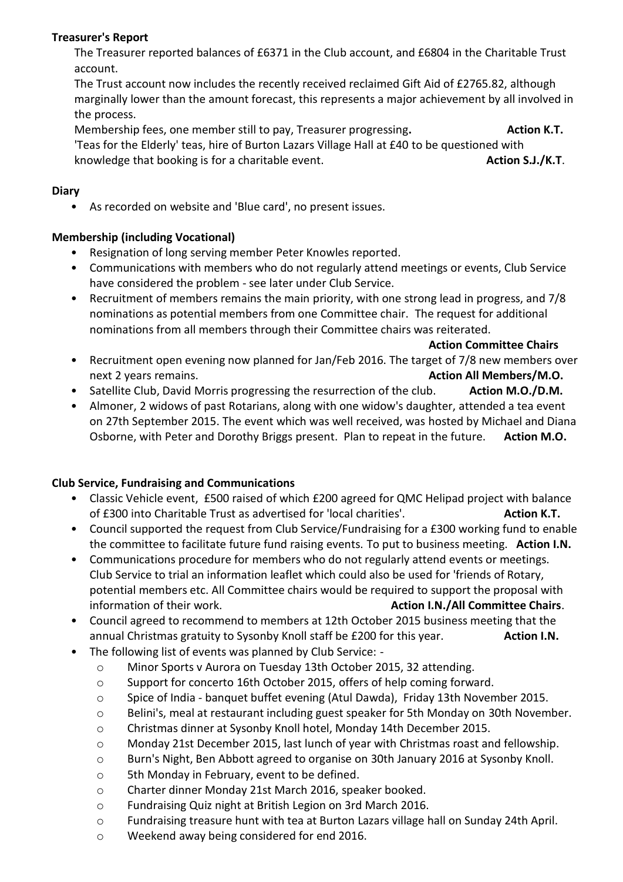**Treasurer's Report**

The Treasurer reported balances of £6371 in the Club account, and £6804 in the Charitable Trust account.

The Trust account now includes the recently received reclaimed Gift Aid of £2765.82, although marginally lower than the amount forecast, this represents a major achievement by all involved in the process.

Membership fees, one member still to pay, Treasurer progressing. **Action K.T.**

'Teas for the Elderly' teas, hire of Burton Lazars Village Hall at £40 to be questioned with knowledge that booking is for a charitable event. **Action S.J./K.T**.

**Diary**

- As recorded on website and 'Blue card', no present issues.

**Membership (including Vocational)**

- Resignation of long serving member Peter Knowles reported.
- Communications with members who do not regularly attend meetings or events, Club Service have considered the problem - see later under Club Service.
- Recruitment of members remains the main priority, with one strong lead in progress, and 7/8 nominations as potential members from one Committee chair. The request for additional nominations from all members through their Committee chairs was reiterated. **Action Committee Chairs**
- Recruitment open evening now planned for Jan/Feb 2016. The target of 7/8 new members over next 2 years remains. **Action All Members/M.O.**
- Satellite Club, David Morris progressing the resurrection of the club. **Action M.O./D.M.**
- Almoner, 2 widows of past Rotarians, along with one widow's daughter, attended a tea event on 27th September 2015. The event which was well received, was hosted by Michael and Diana Osborne, with Peter and Dorothy Briggs present. Plan to repeat in the future. **Action M.O.**

**Club Service, Fundraising and Communications**

- Classic Vehicle event, £500 raised of which £200 agreed for QMC Helipad project with balance of £300 into Charitable Trust as advertised for 'local charities'. **Action K.T.**
- Council supported the request from Club Service/Fundraising for a £300 working fund to enable the committee to facilitate future fund raising events. To put to business meeting. **Action I.N.**
- Communications procedure for members who do not regularly attend events or meetings. Club Service to trial an information leaflet which could also be used for 'friends of Rotary, potential members etc. All Committee chairs would be required to support the proposal with information of their work. **Action I.N./All Committee Chairs**.
- Council agreed to recommend to members at 12th October 2015 business meeting that the annual Christmas gratuity to Sysonby Knoll staff be £200 for this year. **Action I.N.**
- The following list of events was planned by Club Service: -
  - Minor Sports v Aurora on Tuesday 13th October 2015, 32 attending.
  - Support for concerto 16th October 2015, offers of help coming forward.
  - Spice of India - banquet buffet evening (Atul Dawda), Friday 13th November 2015.
  - Belini's, meal at restaurant including guest speaker for 5th Monday on 30th November.
  - Christmas dinner at Sysonby Knoll hotel, Monday 14th December 2015.
  - Monday 21st December 2015, last lunch of year with Christmas roast and fellowship.
  - Burn's Night, Ben Abbott agreed to organise on 30th January 2016 at Sysonby Knoll.
  - 5th Monday in February, event to be defined.
  - Charter dinner Monday 21st March 2016, speaker booked.
  - Fundraising Quiz night at British Legion on 3rd March 2016.
  - Fundraising treasure hunt with tea at Burton Lazars village hall on Sunday 24th April.
  - Weekend away being considered for end 2016.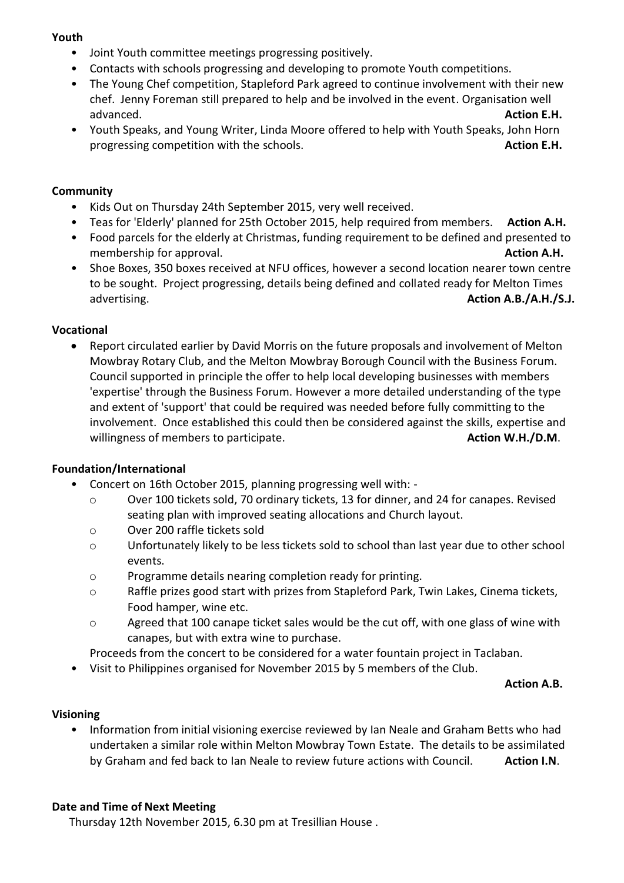**Youth**

- Joint Youth committee meetings progressing positively.
- Contacts with schools progressing and developing to promote Youth competitions.
- The Young Chef competition, Stapleford Park agreed to continue involvement with their new chef. Jenny Foreman still prepared to help and be involved in the event. Organisation well advanced. **Action E.H.**
- Youth Speaks, and Young Writer, Linda Moore offered to help with Youth Speaks, John Horn progressing competition with the schools. **Action E.H.**

**Community**

- Kids Out on Thursday 24th September 2015, very well received.
- Teas for 'Elderly' planned for 25th October 2015, help required from members. **Action A.H.**
- Food parcels for the elderly at Christmas, funding requirement to be defined and presented to membership for approval. **Action A.H.**
- Shoe Boxes, 350 boxes received at NFU offices, however a second location nearer town centre to be sought. Project progressing, details being defined and collated ready for Melton Times advertising. **Action A.B./A.H./S.J.**

**Vocational**

- Report circulated earlier by David Morris on the future proposals and involvement of Melton Mowbray Rotary Club, and the Melton Mowbray Borough Council with the Business Forum. Council supported in principle the offer to help local developing businesses with members 'expertise' through the Business Forum. However a more detailed understanding of the type and extent of 'support' that could be required was needed before fully committing to the involvement. Once established this could then be considered against the skills, expertise and willingness of members to participate. **Action W.H./D.M**.

**Foundation/International**

- Concert on 16th October 2015, planning progressing well with: -
  - Over 100 tickets sold, 70 ordinary tickets, 13 for dinner, and 24 for canapes. Revised seating plan with improved seating allocations and Church layout.
  - Over 200 raffle tickets sold
  - Unfortunately likely to be less tickets sold to school than last year due to other school events.
  - Programme details nearing completion ready for printing.
  - Raffle prizes good start with prizes from Stapleford Park, Twin Lakes, Cinema tickets, Food hamper, wine etc.
  - Agreed that 100 canape ticket sales would be the cut off, with one glass of wine with canapes, but with extra wine to purchase.

  Proceeds from the concert to be considered for a water fountain project in Taclaban.
- Visit to Philippines organised for November 2015 by 5 members of the Club.

**Action A.B.**

**Visioning**

- Information from initial visioning exercise reviewed by Ian Neale and Graham Betts who had undertaken a similar role within Melton Mowbray Town Estate. The details to be assimilated by Graham and fed back to Ian Neale to review future actions with Council. **Action I.N**.

**Date and Time of Next Meeting**

Thursday 12th November 2015, 6.30 pm at Tresillian House .